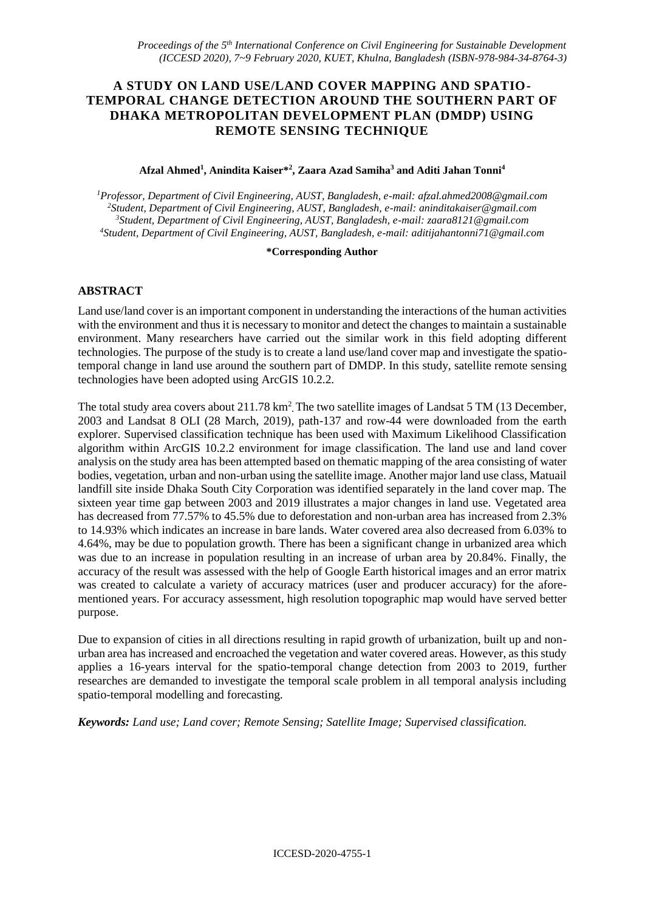# A STUDY ON LAND USE/LAND COVER MAPPING AND SPATIO-TEMPORAL CHANGE DETECTION AROUND THE SOUTHERN PART OF DHAKA METROPOLITAN DEVELOPMENT PLAN (DMDP) USING REMOTE SENSING TECHNIQUE

**Afzal Ahmed[1], Anindita Kaiser*[2], Zaara Azad Samiha[3] and Aditi Jahan Tonni[4]**

*[1]Professor, Department of Civil Engineering, AUST, Bangladesh, e-mail: afzal.ahmed2008@gmail.com*
*[2]Student, Department of Civil Engineering, AUST, Bangladesh, e-mail: aninditakaiser@gmail.com*
*[3]Student, Department of Civil Engineering, AUST, Bangladesh, e-mail: zaara8121@gmail.com*
*[4]Student, Department of Civil Engineering, AUST, Bangladesh, e-mail: aditijahantonni71@gmail.com*

**\*Corresponding Author**

## ABSTRACT

Land use/land cover is an important component in understanding the interactions of the human activities with the environment and thus it is necessary to monitor and detect the changes to maintain a sustainable environment. Many researchers have carried out the similar work in this field adopting different technologies. The purpose of the study is to create a land use/land cover map and investigate the spatio-temporal change in land use around the southern part of DMDP. In this study, satellite remote sensing technologies have been adopted using ArcGIS 10.2.2.

The total study area covers about 211.78 $km^2$. The two satellite images of Landsat 5 TM (13 December, 2003 and Landsat 8 OLI (28 March, 2019), path-137 and row-44 were downloaded from the earth explorer. Supervised classification technique has been used with Maximum Likelihood Classification algorithm within ArcGIS 10.2.2 environment for image classification. The land use and land cover analysis on the study area has been attempted based on thematic mapping of the area consisting of water bodies, vegetation, urban and non-urban using the satellite image. Another major land use class, Matuail landfill site inside Dhaka South City Corporation was identified separately in the land cover map. The sixteen year time gap between 2003 and 2019 illustrates a major changes in land use. Vegetated area has decreased from 77.57% to 45.5% due to deforestation and non-urban area has increased from 2.3% to 14.93% which indicates an increase in bare lands. Water covered area also decreased from 6.03% to 4.64%, may be due to population growth. There has been a significant change in urbanized area which was due to an increase in population resulting in an increase of urban area by 20.84%. Finally, the accuracy of the result was assessed with the help of Google Earth historical images and an error matrix was created to calculate a variety of accuracy matrices (user and producer accuracy) for the afore-mentioned years. For accuracy assessment, high resolution topographic map would have served better purpose.

Due to expansion of cities in all directions resulting in rapid growth of urbanization, built up and non-urban area has increased and encroached the vegetation and water covered areas. However, as this study applies a 16-years interval for the spatio-temporal change detection from 2003 to 2019, further researches are demanded to investigate the temporal scale problem in all temporal analysis including spatio-temporal modelling and forecasting.

***Keywords:** Land use; Land cover; Remote Sensing; Satellite Image; Supervised classification.*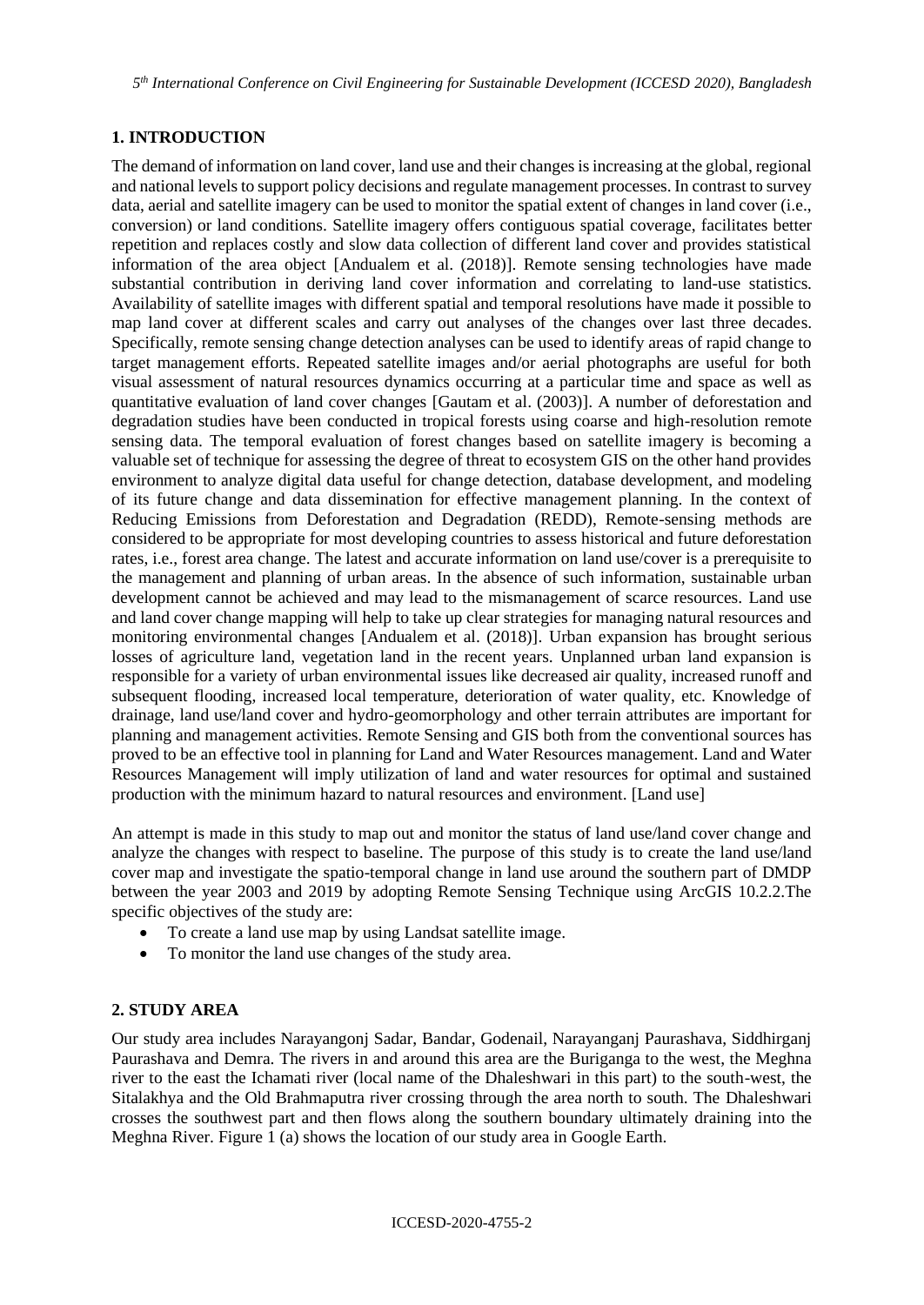## 1. INTRODUCTION

The demand of information on land cover, land use and their changes is increasing at the global, regional and national levels to support policy decisions and regulate management processes. In contrast to survey data, aerial and satellite imagery can be used to monitor the spatial extent of changes in land cover (i.e., conversion) or land conditions. Satellite imagery offers contiguous spatial coverage, facilitates better repetition and replaces costly and slow data collection of different land cover and provides statistical information of the area object [Andualem et al. (2018)]. Remote sensing technologies have made substantial contribution in deriving land cover information and correlating to land-use statistics. Availability of satellite images with different spatial and temporal resolutions have made it possible to map land cover at different scales and carry out analyses of the changes over last three decades. Specifically, remote sensing change detection analyses can be used to identify areas of rapid change to target management efforts. Repeated satellite images and/or aerial photographs are useful for both visual assessment of natural resources dynamics occurring at a particular time and space as well as quantitative evaluation of land cover changes [Gautam et al. (2003)]. A number of deforestation and degradation studies have been conducted in tropical forests using coarse and high-resolution remote sensing data. The temporal evaluation of forest changes based on satellite imagery is becoming a valuable set of technique for assessing the degree of threat to ecosystem GIS on the other hand provides environment to analyze digital data useful for change detection, database development, and modeling of its future change and data dissemination for effective management planning. In the context of Reducing Emissions from Deforestation and Degradation (REDD), Remote-sensing methods are considered to be appropriate for most developing countries to assess historical and future deforestation rates, i.e., forest area change. The latest and accurate information on land use/cover is a prerequisite to the management and planning of urban areas. In the absence of such information, sustainable urban development cannot be achieved and may lead to the mismanagement of scarce resources. Land use and land cover change mapping will help to take up clear strategies for managing natural resources and monitoring environmental changes [Andualem et al. (2018)]. Urban expansion has brought serious losses of agriculture land, vegetation land in the recent years. Unplanned urban land expansion is responsible for a variety of urban environmental issues like decreased air quality, increased runoff and subsequent flooding, increased local temperature, deterioration of water quality, etc. Knowledge of drainage, land use/land cover and hydro-geomorphology and other terrain attributes are important for planning and management activities. Remote Sensing and GIS both from the conventional sources has proved to be an effective tool in planning for Land and Water Resources management. Land and Water Resources Management will imply utilization of land and water resources for optimal and sustained production with the minimum hazard to natural resources and environment. [Land use]

An attempt is made in this study to map out and monitor the status of land use/land cover change and analyze the changes with respect to baseline. The purpose of this study is to create the land use/land cover map and investigate the spatio-temporal change in land use around the southern part of DMDP between the year 2003 and 2019 by adopting Remote Sensing Technique using ArcGIS 10.2.2.The specific objectives of the study are:

- To create a land use map by using Landsat satellite image.
- To monitor the land use changes of the study area.

## 2. STUDY AREA

Our study area includes Narayangonj Sadar, Bandar, Godenail, Narayanganj Paurashava, Siddhirganj Paurashava and Demra. The rivers in and around this area are the Buriganga to the west, the Meghna river to the east the Ichamati river (local name of the Dhaleshwari in this part) to the south-west, the Sitalakhya and the Old Brahmaputra river crossing through the area north to south. The Dhaleshwari crosses the southwest part and then flows along the southern boundary ultimately draining into the Meghna River. Figure 1 (a) shows the location of our study area in Google Earth.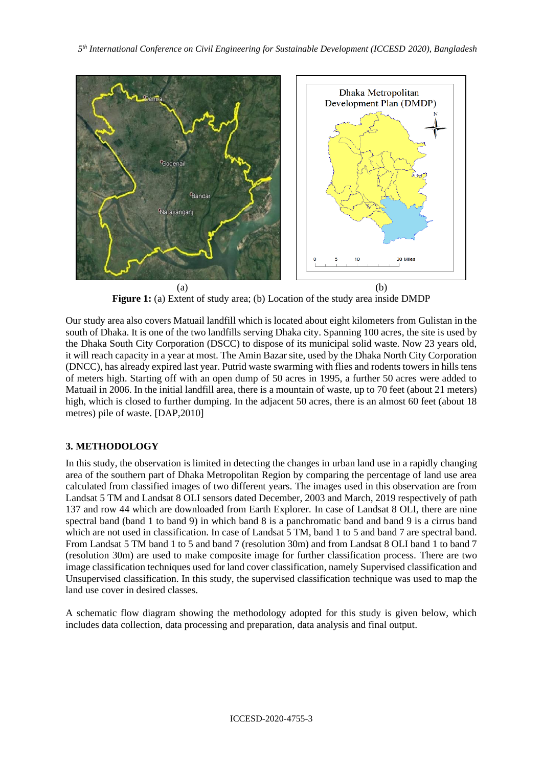(a) (b)

**Figure 1:** (a) Extent of study area; (b) Location of the study area inside DMDP

Our study area also covers Matuail landfill which is located about eight kilometers from Gulistan in the south of Dhaka. It is one of the two landfills serving Dhaka city. Spanning 100 acres, the site is used by the Dhaka South City Corporation (DSCC) to dispose of its municipal solid waste. Now 23 years old, it will reach capacity in a year at most. The Amin Bazar site, used by the Dhaka North City Corporation (DNCC), has already expired last year. Putrid waste swarming with flies and rodents towers in hills tens of meters high. Starting off with an open dump of 50 acres in 1995, a further 50 acres were added to Matuail in 2006. In the initial landfill area, there is a mountain of waste, up to 70 feet (about 21 meters) high, which is closed to further dumping. In the adjacent 50 acres, there is an almost 60 feet (about 18 metres) pile of waste. [DAP,2010]

## 3. METHODOLOGY

In this study, the observation is limited in detecting the changes in urban land use in a rapidly changing area of the southern part of Dhaka Metropolitan Region by comparing the percentage of land use area calculated from classified images of two different years. The images used in this observation are from Landsat 5 TM and Landsat 8 OLI sensors dated December, 2003 and March, 2019 respectively of path 137 and row 44 which are downloaded from Earth Explorer. In case of Landsat 8 OLI, there are nine spectral band (band 1 to band 9) in which band 8 is a panchromatic band and band 9 is a cirrus band which are not used in classification. In case of Landsat 5 TM, band 1 to 5 and band 7 are spectral band. From Landsat 5 TM band 1 to 5 and band 7 (resolution 30m) and from Landsat 8 OLI band 1 to band 7 (resolution 30m) are used to make composite image for further classification process. There are two image classification techniques used for land cover classification, namely Supervised classification and Unsupervised classification. In this study, the supervised classification technique was used to map the land use cover in desired classes.

A schematic flow diagram showing the methodology adopted for this study is given below, which includes data collection, data processing and preparation, data analysis and final output.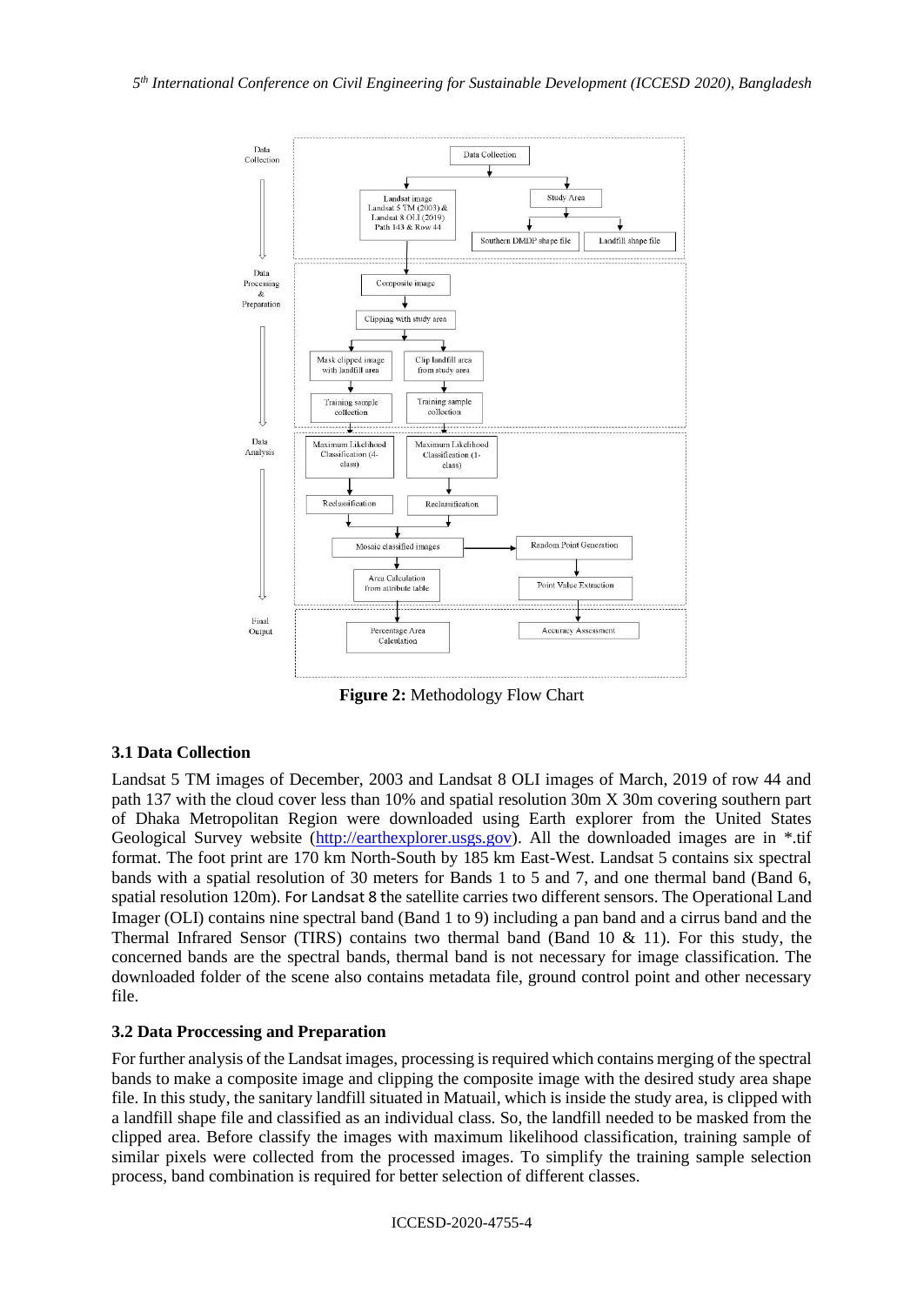**Figure 2:** Methodology Flow Chart

### 3.1 Data Collection

Landsat 5 TM images of December, 2003 and Landsat 8 OLI images of March, 2019 of row 44 and path 137 with the cloud cover less than 10% and spatial resolution 30m X 30m covering southern part of Dhaka Metropolitan Region were downloaded using Earth explorer from the United States Geological Survey website (http://earthexplorer.usgs.gov). All the downloaded images are in *.tif format. The foot print are 170 km North-South by 185 km East-West. Landsat 5 contains six spectral bands with a spatial resolution of 30 meters for Bands 1 to 5 and 7, and one thermal band (Band 6, spatial resolution 120m). For Landsat 8 the satellite carries two different sensors. The Operational Land Imager (OLI) contains nine spectral band (Band 1 to 9) including a pan band and a cirrus band and the Thermal Infrared Sensor (TIRS) contains two thermal band (Band 10 & 11). For this study, the concerned bands are the spectral bands, thermal band is not necessary for image classification. The downloaded folder of the scene also contains metadata file, ground control point and other necessary file.

### 3.2 Data Proccessing and Preparation

For further analysis of the Landsat images, processing is required which contains merging of the spectral bands to make a composite image and clipping the composite image with the desired study area shape file. In this study, the sanitary landfill situated in Matuail, which is inside the study area, is clipped with a landfill shape file and classified as an individual class. So, the landfill needed to be masked from the clipped area. Before classify the images with maximum likelihood classification, training sample of similar pixels were collected from the processed images. To simplify the training sample selection process, band combination is required for better selection of different classes.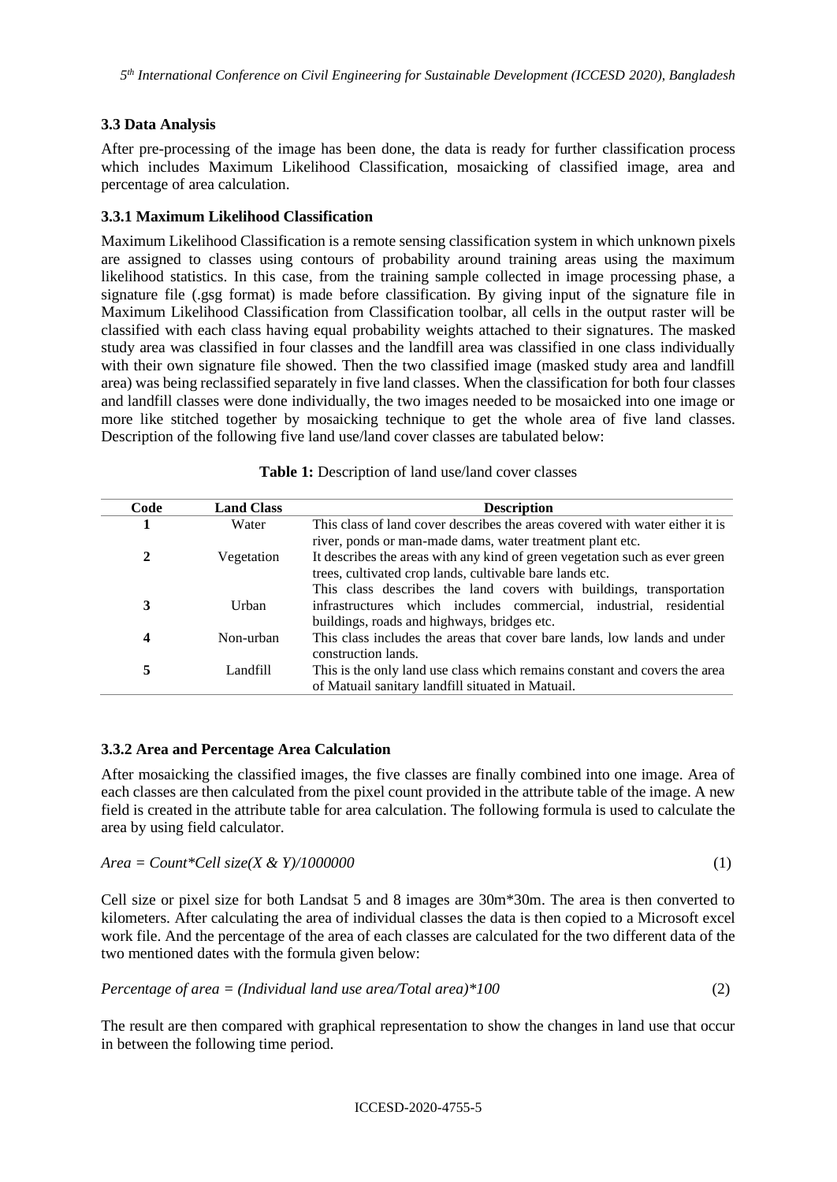### 3.3 Data Analysis

After pre-processing of the image has been done, the data is ready for further classification process which includes Maximum Likelihood Classification, mosaicking of classified image, area and percentage of area calculation.

### 3.3.1 Maximum Likelihood Classification

Maximum Likelihood Classification is a remote sensing classification system in which unknown pixels are assigned to classes using contours of probability around training areas using the maximum likelihood statistics. In this case, from the training sample collected in image processing phase, a signature file (.gsg format) is made before classification. By giving input of the signature file in Maximum Likelihood Classification from Classification toolbar, all cells in the output raster will be classified with each class having equal probability weights attached to their signatures. The masked study area was classified in four classes and the landfill area was classified in one class individually with their own signature file showed. Then the two classified image (masked study area and landfill area) was being reclassified separately in five land classes. When the classification for both four classes and landfill classes were done individually, the two images needed to be mosaicked into one image or more like stitched together by mosaicking technique to get the whole area of five land classes. Description of the following five land use/land cover classes are tabulated below:

**Table 1:** Description of land use/land cover classes

| Code | Land Class | Description |
|---|---|---|
| **1** | Water | This class of land cover describes the areas covered with water either it is river, ponds or man-made dams, water treatment plant etc. |
| **2** | Vegetation | It describes the areas with any kind of green vegetation such as ever green trees, cultivated crop lands, cultivable bare lands etc. |
| **3** | Urban | This class describes the land covers with buildings, transportation infrastructures which includes commercial, industrial, residential buildings, roads and highways, bridges etc. |
| **4** | Non-urban | This class includes the areas that cover bare lands, low lands and under construction lands. |
| **5** | Landfill | This is the only land use class which remains constant and covers the area of Matuail sanitary landfill situated in Matuail. |

### 3.3.2 Area and Percentage Area Calculation

After mosaicking the classified images, the five classes are finally combined into one image. Area of each classes are then calculated from the pixel count provided in the attribute table of the image. A new field is created in the attribute table for area calculation. The following formula is used to calculate the area by using field calculator.

$$Area = Count * Cell\ size(X \ \&\ Y)/1000000 \quad (1)$$

Cell size or pixel size for both Landsat 5 and 8 images are 30m*30m. The area is then converted to kilometers. After calculating the area of individual classes the data is then copied to a Microsoft excel work file. And the percentage of the area of each classes are calculated for the two different data of the two mentioned dates with the formula given below:

$$Percentage\ of\ area = (Individual\ land\ use\ area/Total\ area)*100 \quad (2)$$

The result are then compared with graphical representation to show the changes in land use that occur in between the following time period.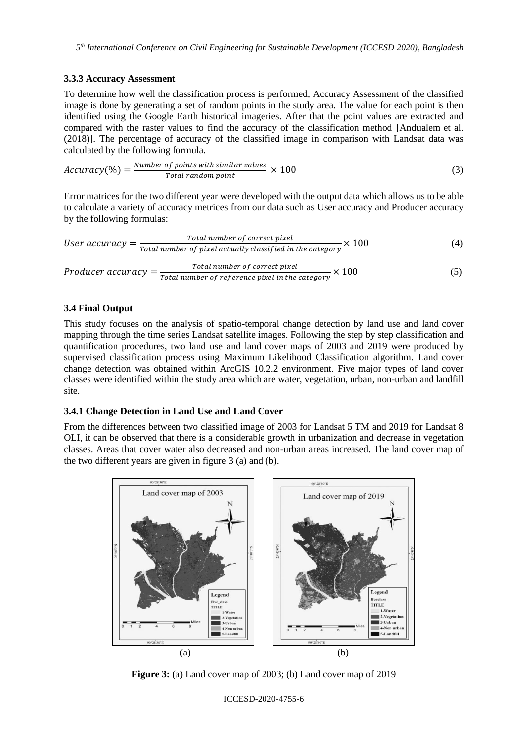### 3.3.3 Accuracy Assessment

To determine how well the classification process is performed, Accuracy Assessment of the classified image is done by generating a set of random points in the study area. The value for each point is then identified using the Google Earth historical imageries. After that the point values are extracted and compared with the raster values to find the accuracy of the classification method [Andualem et al. (2018)]. The percentage of accuracy of the classified image in comparison with Landsat data was calculated by the following formula.

$$Accuracy(\%) = \frac{Number\ of\ points\ with\ similar\ values}{Total\ random\ point} \times 100 \tag{3}$$

Error matrices for the two different year were developed with the output data which allows us to be able to calculate a variety of accuracy metrices from our data such as User accuracy and Producer accuracy by the following formulas:

$$User\ accuracy = \frac{Total\ number\ of\ correct\ pixel}{Total\ number\ of\ pixel\ actually\ classified\ in\ the\ category} \times 100 \tag{4}$$

$$Producer\ accuracy = \frac{Total\ number\ of\ correct\ pixel}{Total\ number\ of\ reference\ pixel\ in\ the\ category} \times 100 \tag{5}$$

### 3.4 Final Output

This study focuses on the analysis of spatio-temporal change detection by land use and land cover mapping through the time series Landsat satellite images. Following the step by step classification and quantification procedures, two land use and land cover maps of 2003 and 2019 were produced by supervised classification process using Maximum Likelihood Classification algorithm. Land cover change detection was obtained within ArcGIS 10.2.2 environment. Five major types of land cover classes were identified within the study area which are water, vegetation, urban, non-urban and landfill site.

#### 3.4.1 Change Detection in Land Use and Land Cover

From the differences between two classified image of 2003 for Landsat 5 TM and 2019 for Landsat 8 OLI, it can be observed that there is a considerable growth in urbanization and decrease in vegetation classes. Areas that cover water also decreased and non-urban areas increased. The land cover map of the two different years are given in figure 3 (a) and (b).

(a) (b)

**Figure 3:** (a) Land cover map of 2003; (b) Land cover map of 2019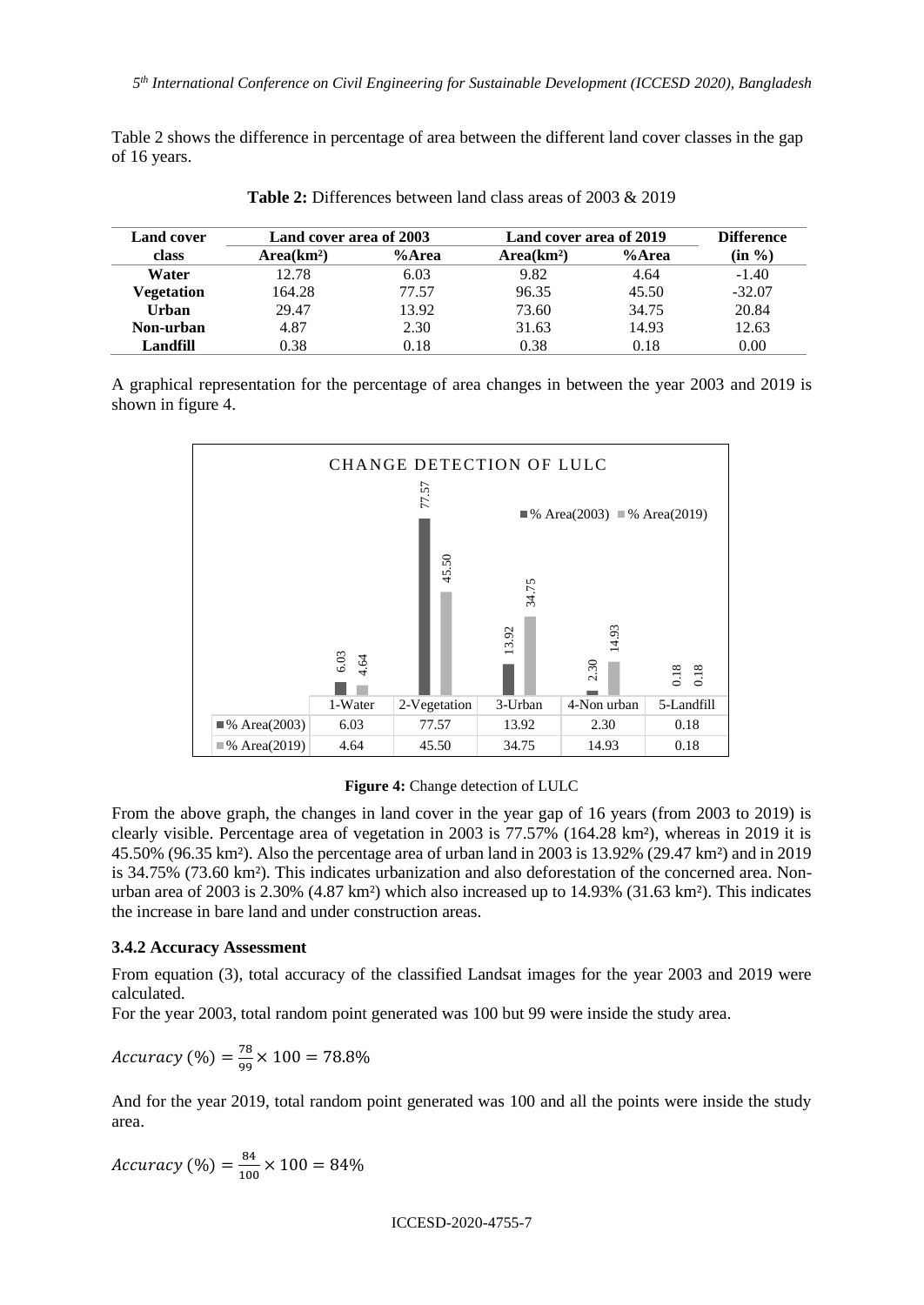Table 2 shows the difference in percentage of area between the different land cover classes in the gap of 16 years.

**Table 2:** Differences between land class areas of 2003 & 2019

| Land cover class | Land cover area of 2003 | | Land cover area of 2019 | | Difference (in %) |
|---|---|---|---|---|---|
| | Area(km²) | %Area | Area(km²) | %Area | |
| **Water** | 12.78 | 6.03 | 9.82 | 4.64 | -1.40 |
| **Vegetation** | 164.28 | 77.57 | 96.35 | 45.50 | -32.07 |
| **Urban** | 29.47 | 13.92 | 73.60 | 34.75 | 20.84 |
| **Non-urban** | 4.87 | 2.30 | 31.63 | 14.93 | 12.63 |
| **Landfill** | 0.38 | 0.18 | 0.38 | 0.18 | 0.00 |

A graphical representation for the percentage of area changes in between the year 2003 and 2019 is shown in figure 4.

CHANGE DETECTION OF LULC

| | 1-Water | 2-Vegetation | 3-Urban | 4-Non urban | 5-Landfill |
|---|---|---|---|---|---|
| % Area(2003) | 6.03 | 77.57 | 13.92 | 2.30 | 0.18 |
| % Area(2019) | 4.64 | 45.50 | 34.75 | 14.93 | 0.18 |

**Figure 4:** Change detection of LULC

From the above graph, the changes in land cover in the year gap of 16 years (from 2003 to 2019) is clearly visible. Percentage area of vegetation in 2003 is 77.57% (164.28 km²), whereas in 2019 it is 45.50% (96.35 km²). Also the percentage area of urban land in 2003 is 13.92% (29.47 km²) and in 2019 is 34.75% (73.60 km²). This indicates urbanization and also deforestation of the concerned area. Non-urban area of 2003 is 2.30% (4.87 km²) which also increased up to 14.93% (31.63 km²). This indicates the increase in bare land and under construction areas.

### 3.4.2 Accuracy Assessment

From equation (3), total accuracy of the classified Landsat images for the year 2003 and 2019 were calculated.

For the year 2003, total random point generated was 100 but 99 were inside the study area.

$$Accuracy\ (\%) = \frac{78}{99} \times 100 = 78.8\%$$

And for the year 2019, total random point generated was 100 and all the points were inside the study area.

$$Accuracy\ (\%) = \frac{84}{100} \times 100 = 84\%$$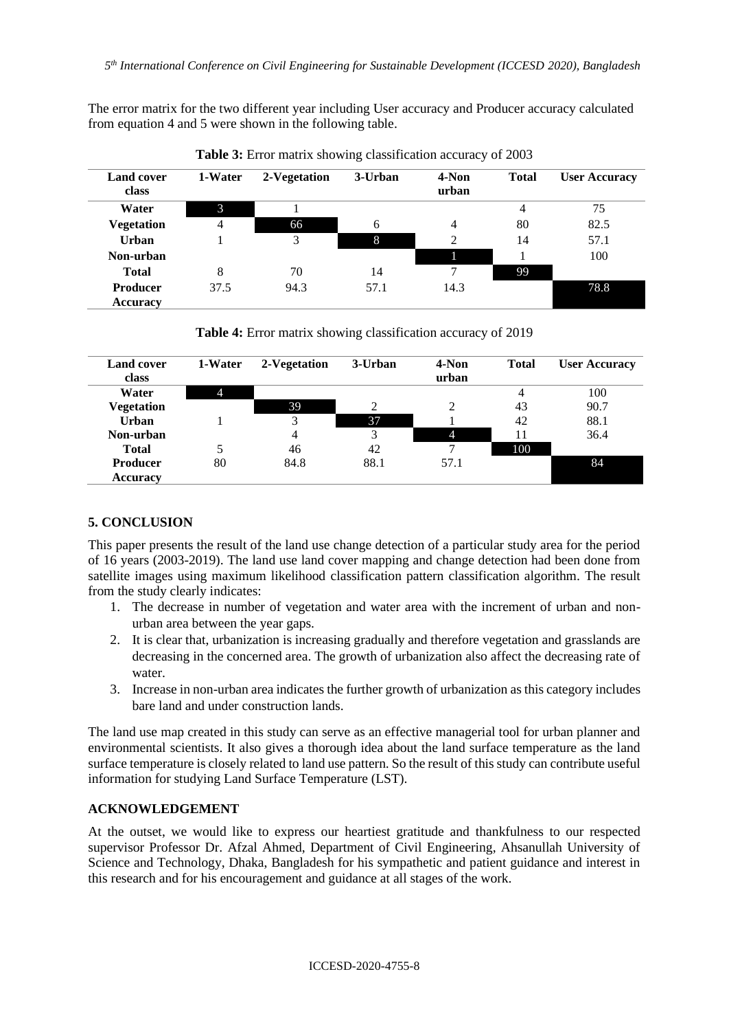The error matrix for the two different year including User accuracy and Producer accuracy calculated from equation 4 and 5 were shown in the following table.

**Table 3:** Error matrix showing classification accuracy of 2003

| Land cover class | 1-Water | 2-Vegetation | 3-Urban | 4-Non urban | Total | User Accuracy |
|---|---|---|---|---|---|---|
| Water | 3 | 1 | | | 4 | 75 |
| Vegetation | 4 | 66 | 6 | 4 | 80 | 82.5 |
| Urban | 1 | 3 | 8 | 2 | 14 | 57.1 |
| Non-urban | | | | 1 | 1 | 100 |
| Total | 8 | 70 | 14 | 7 | 99 | |
| Producer Accuracy | 37.5 | 94.3 | 57.1 | 14.3 | | 78.8 |

**Table 4:** Error matrix showing classification accuracy of 2019

| Land cover class | 1-Water | 2-Vegetation | 3-Urban | 4-Non urban | Total | User Accuracy |
|---|---|---|---|---|---|---|
| Water | 4 | | | | 4 | 100 |
| Vegetation | | 39 | 2 | 2 | 43 | 90.7 |
| Urban | 1 | 3 | 37 | 1 | 42 | 88.1 |
| Non-urban | | 4 | 3 | 4 | 11 | 36.4 |
| Total | 5 | 46 | 42 | 7 | 100 | |
| Producer Accuracy | 80 | 84.8 | 88.1 | 57.1 | | 84 |

## 5. CONCLUSION

This paper presents the result of the land use change detection of a particular study area for the period of 16 years (2003-2019). The land use land cover mapping and change detection had been done from satellite images using maximum likelihood classification pattern classification algorithm. The result from the study clearly indicates:

1. The decrease in number of vegetation and water area with the increment of urban and non-urban area between the year gaps.
2. It is clear that, urbanization is increasing gradually and therefore vegetation and grasslands are decreasing in the concerned area. The growth of urbanization also affect the decreasing rate of water.
3. Increase in non-urban area indicates the further growth of urbanization as this category includes bare land and under construction lands.

The land use map created in this study can serve as an effective managerial tool for urban planner and environmental scientists. It also gives a thorough idea about the land surface temperature as the land surface temperature is closely related to land use pattern. So the result of this study can contribute useful information for studying Land Surface Temperature (LST).

## ACKNOWLEDGEMENT

At the outset, we would like to express our heartiest gratitude and thankfulness to our respected supervisor Professor Dr. Afzal Ahmed, Department of Civil Engineering, Ahsanullah University of Science and Technology, Dhaka, Bangladesh for his sympathetic and patient guidance and interest in this research and for his encouragement and guidance at all stages of the work.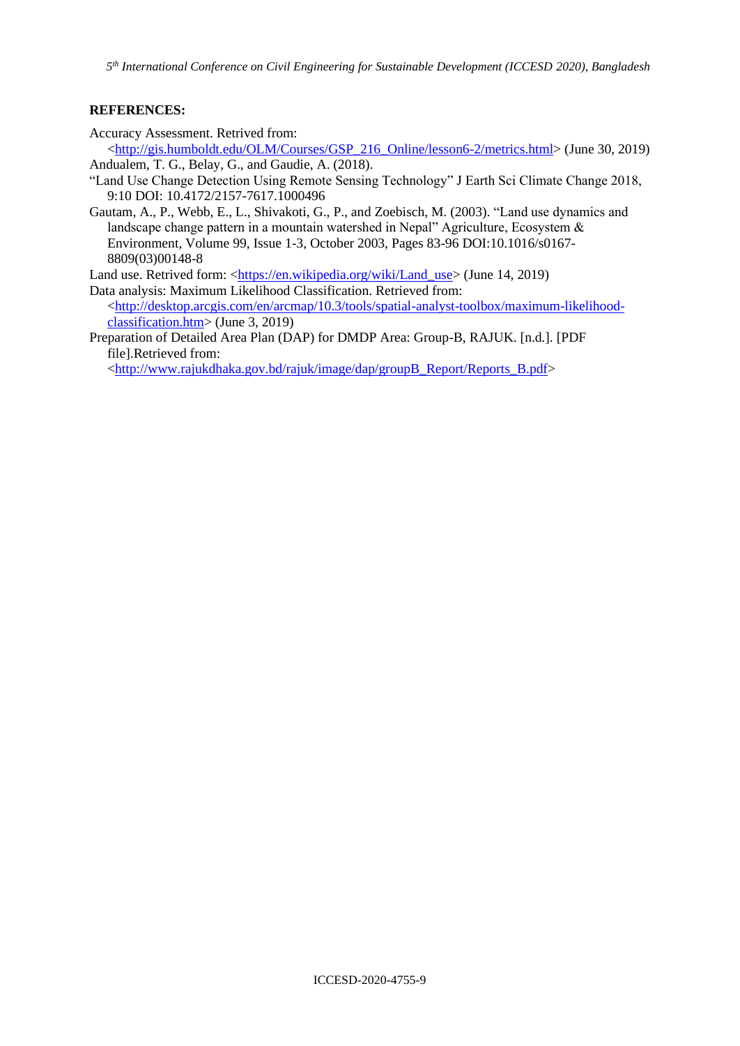**REFERENCES:**

Accuracy Assessment. Retrived from: <http://gis.humboldt.edu/OLM/Courses/GSP_216_Online/lesson6-2/metrics.html> (June 30, 2019)

Andualem, T. G., Belay, G., and Gaudie, A. (2018).

"Land Use Change Detection Using Remote Sensing Technology" J Earth Sci Climate Change 2018, 9:10 DOI: 10.4172/2157-7617.1000496

Gautam, A., P., Webb, E., L., Shivakoti, G., P., and Zoebisch, M. (2003). "Land use dynamics and landscape change pattern in a mountain watershed in Nepal" Agriculture, Ecosystem & Environment, Volume 99, Issue 1-3, October 2003, Pages 83-96 DOI:10.1016/s0167-8809(03)00148-8

Land use. Retrived form: <https://en.wikipedia.org/wiki/Land_use> (June 14, 2019)

Data analysis: Maximum Likelihood Classification. Retrieved from: <http://desktop.arcgis.com/en/arcmap/10.3/tools/spatial-analyst-toolbox/maximum-likelihood-classification.htm> (June 3, 2019)

Preparation of Detailed Area Plan (DAP) for DMDP Area: Group-B, RAJUK. [n.d.]. [PDF file].Retrieved from: <http://www.rajukdhaka.gov.bd/rajuk/image/dap/groupB_Report/Reports_B.pdf>